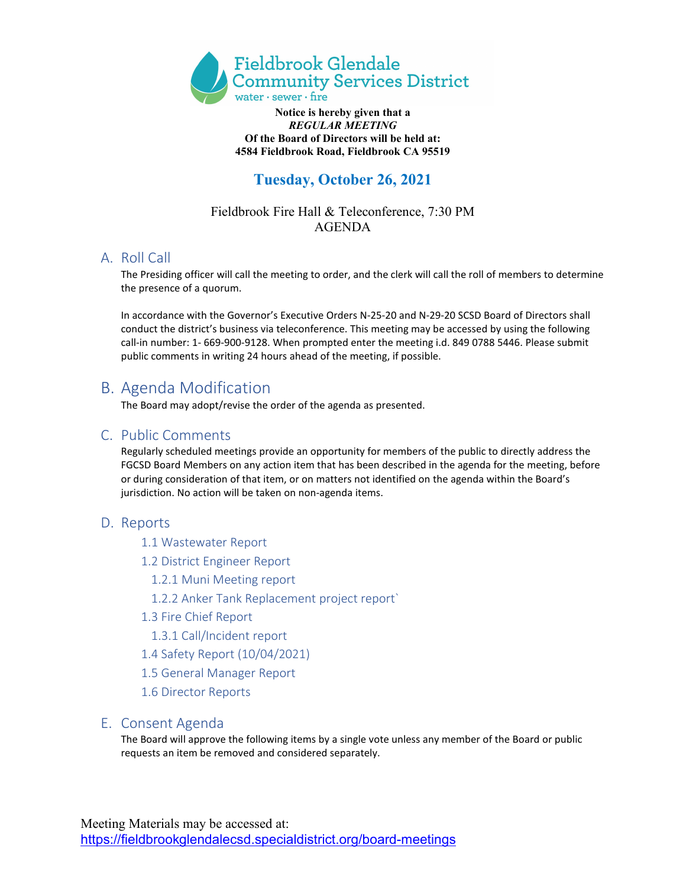Fieldbrook Glendale Community Services District

water · sewer · fire

**Notice is hereby given that a**
***REGULAR MEETING***
**Of the Board of Directors will be held at:**
**4584 Fieldbrook Road, Fieldbrook CA 95519**

# Tuesday, October 26, 2021

Fieldbrook Fire Hall & Teleconference, 7:30 PM
AGENDA

## A. Roll Call

The Presiding officer will call the meeting to order, and the clerk will call the roll of members to determine the presence of a quorum.

In accordance with the Governor's Executive Orders N-25-20 and N-29-20 SCSD Board of Directors shall conduct the district's business via teleconference. This meeting may be accessed by using the following call-in number: 1- 669-900-9128. When prompted enter the meeting i.d. 849 0788 5446. Please submit public comments in writing 24 hours ahead of the meeting, if possible.

## B. Agenda Modification

The Board may adopt/revise the order of the agenda as presented.

## C. Public Comments

Regularly scheduled meetings provide an opportunity for members of the public to directly address the FGCSD Board Members on any action item that has been described in the agenda for the meeting, before or during consideration of that item, or on matters not identified on the agenda within the Board's jurisdiction. No action will be taken on non-agenda items.

## D. Reports

- 1.1 Wastewater Report
- 1.2 District Engineer Report
  - 1.2.1 Muni Meeting report
  - 1.2.2 Anker Tank Replacement project report`
- 1.3 Fire Chief Report
  - 1.3.1 Call/Incident report
- 1.4 Safety Report (10/04/2021)
- 1.5 General Manager Report
- 1.6 Director Reports

## E. Consent Agenda

The Board will approve the following items by a single vote unless any member of the Board or public requests an item be removed and considered separately.

Meeting Materials may be accessed at:
https://fieldbrookglendalecsd.specialdistrict.org/board-meetings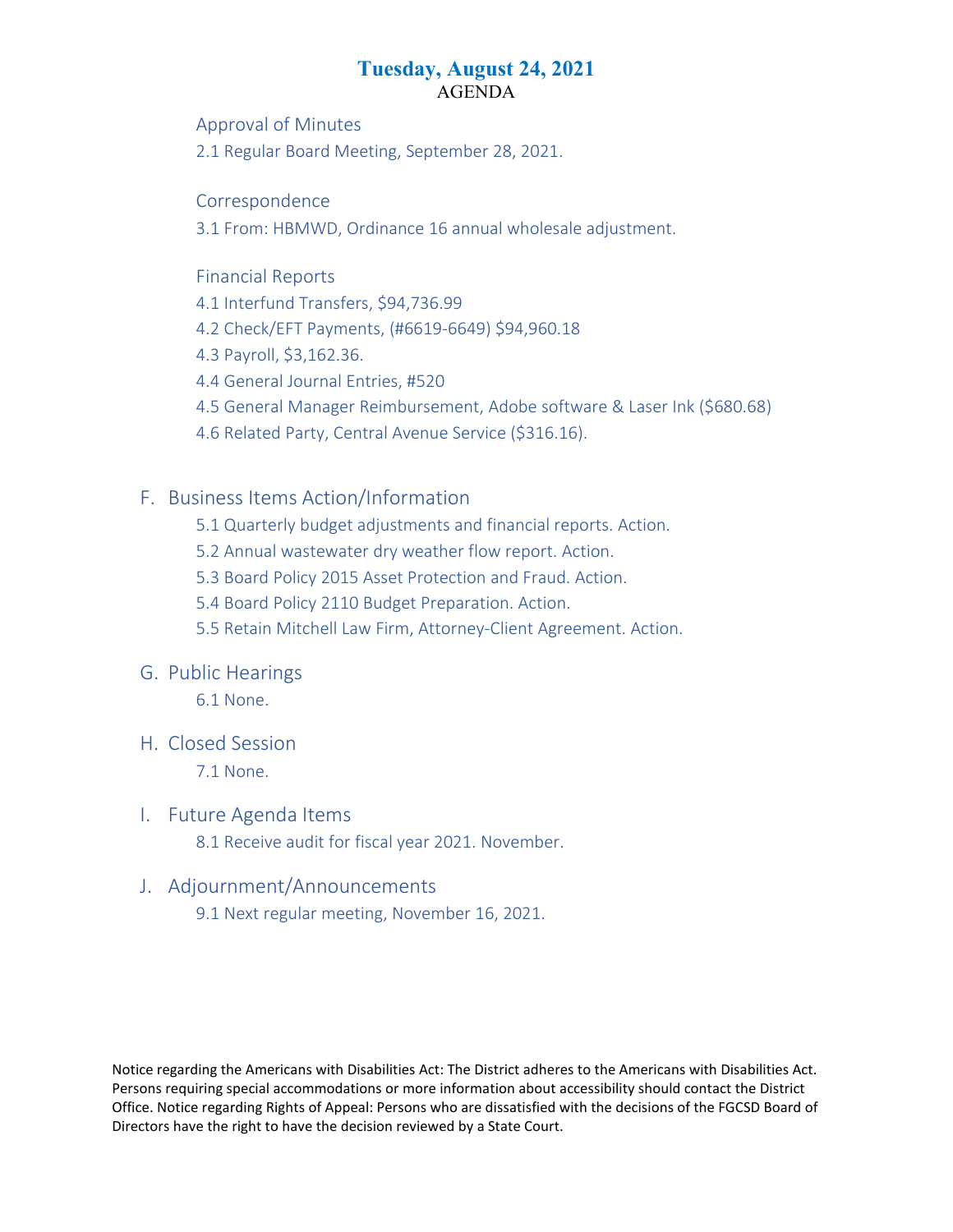# Tuesday, August 24, 2021

AGENDA

Approval of Minutes

2.1 Regular Board Meeting, September 28, 2021.

Correspondence

3.1 From: HBMWD, Ordinance 16 annual wholesale adjustment.

Financial Reports

4.1 Interfund Transfers, $94,736.99

4.2 Check/EFT Payments, (#6619-6649) $94,960.18

4.3 Payroll, $3,162.36.

4.4 General Journal Entries, #520

4.5 General Manager Reimbursement, Adobe software & Laser Ink ($680.68)

4.6 Related Party, Central Avenue Service ($316.16).

## F. Business Items Action/Information

5.1 Quarterly budget adjustments and financial reports. Action.

5.2 Annual wastewater dry weather flow report. Action.

5.3 Board Policy 2015 Asset Protection and Fraud. Action.

5.4 Board Policy 2110 Budget Preparation. Action.

5.5 Retain Mitchell Law Firm, Attorney-Client Agreement. Action.

## G. Public Hearings

6.1 None.

## H. Closed Session

7.1 None.

## I. Future Agenda Items

8.1 Receive audit for fiscal year 2021. November.

## J. Adjournment/Announcements

9.1 Next regular meeting, November 16, 2021.

Notice regarding the Americans with Disabilities Act: The District adheres to the Americans with Disabilities Act. Persons requiring special accommodations or more information about accessibility should contact the District Office. Notice regarding Rights of Appeal: Persons who are dissatisfied with the decisions of the FGCSD Board of Directors have the right to have the decision reviewed by a State Court.